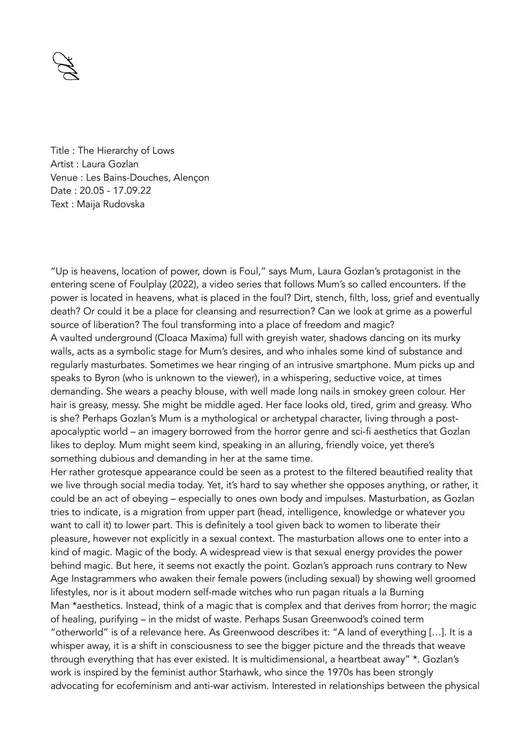Title : The Hierarchy of Lows
Artist : Laura Gozlan
Venue : Les Bains-Douches, Alençon
Date : 20.05 - 17.09.22
Text : Maija Rudovska

"Up is heavens, location of power, down is Foul," says Mum, Laura Gozlan's protagonist in the entering scene of Foulplay (2022), a video series that follows Mum's so called encounters. If the power is located in heavens, what is placed in the foul? Dirt, stench, filth, loss, grief and eventually death? Or could it be a place for cleansing and resurrection? Can we look at grime as a powerful source of liberation? The foul transforming into a place of freedom and magic?
A vaulted underground (Cloaca Maxima) full with greyish water, shadows dancing on its murky walls, acts as a symbolic stage for Mum's desires, and who inhales some kind of substance and regularly masturbates. Sometimes we hear ringing of an intrusive smartphone. Mum picks up and speaks to Byron (who is unknown to the viewer), in a whispering, seductive voice, at times demanding. She wears a peachy blouse, with well made long nails in smokey green colour. Her hair is greasy, messy. She might be middle aged. Her face looks old, tired, grim and greasy. Who is she? Perhaps Gozlan's Mum is a mythological or archetypal character, living through a post-apocalyptic world – an imagery borrowed from the horror genre and sci-fi aesthetics that Gozlan likes to deploy. Mum might seem kind, speaking in an alluring, friendly voice, yet there's something dubious and demanding in her at the same time.
Her rather grotesque appearance could be seen as a protest to the filtered beautified reality that we live through social media today. Yet, it's hard to say whether she opposes anything, or rather, it could be an act of obeying – especially to ones own body and impulses. Masturbation, as Gozlan tries to indicate, is a migration from upper part (head, intelligence, knowledge or whatever you want to call it) to lower part. This is definitely a tool given back to women to liberate their pleasure, however not explicitly in a sexual context. The masturbation allows one to enter into a kind of magic. Magic of the body. A widespread view is that sexual energy provides the power behind magic. But here, it seems not exactly the point. Gozlan's approach runs contrary to New Age Instagrammers who awaken their female powers (including sexual) by showing well groomed lifestyles, nor is it about modern self-made witches who run pagan rituals a la Burning Man *aesthetics. Instead, think of a magic that is complex and that derives from horror; the magic of healing, purifying – in the midst of waste. Perhaps Susan Greenwood's coined term "otherworld" is of a relevance here. As Greenwood describes it: "A land of everything […]. It is a whisper away, it is a shift in consciousness to see the bigger picture and the threads that weave through everything that has ever existed. It is multidimensional, a heartbeat away" *. Gozlan's work is inspired by the feminist author Starhawk, who since the 1970s has been strongly advocating for ecofeminism and anti-war activism. Interested in relationships between the physical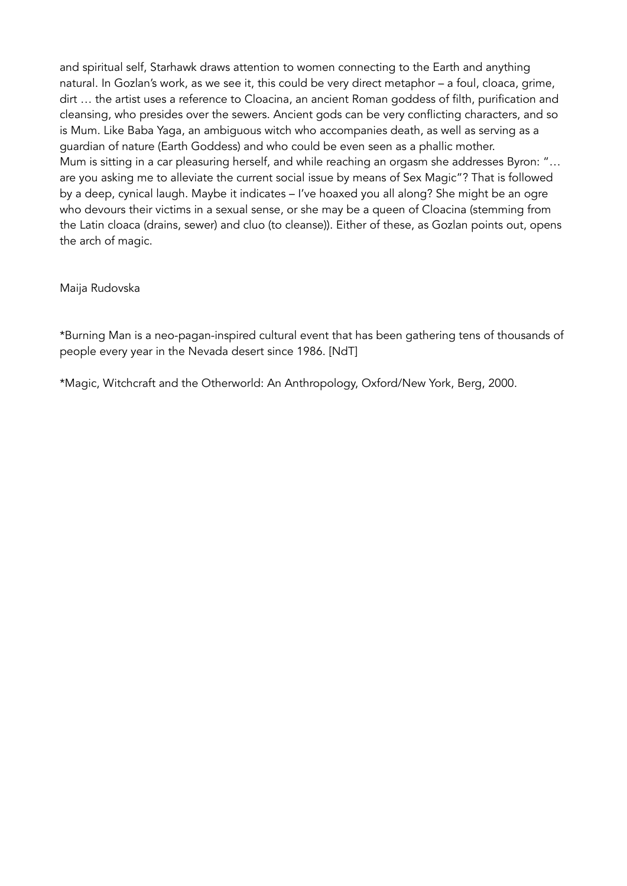and spiritual self, Starhawk draws attention to women connecting to the Earth and anything natural. In Gozlan's work, as we see it, this could be very direct metaphor – a foul, cloaca, grime, dirt … the artist uses a reference to Cloacina, an ancient Roman goddess of filth, purification and cleansing, who presides over the sewers. Ancient gods can be very conflicting characters, and so is Mum. Like Baba Yaga, an ambiguous witch who accompanies death, as well as serving as a guardian of nature (Earth Goddess) and who could be even seen as a phallic mother.
Mum is sitting in a car pleasuring herself, and while reaching an orgasm she addresses Byron: "… are you asking me to alleviate the current social issue by means of Sex Magic"? That is followed by a deep, cynical laugh. Maybe it indicates – I've hoaxed you all along? She might be an ogre who devours their victims in a sexual sense, or she may be a queen of Cloacina (stemming from the Latin cloaca (drains, sewer) and cluo (to cleanse)). Either of these, as Gozlan points out, opens the arch of magic.

Maija Rudovska

*Burning Man is a neo-pagan-inspired cultural event that has been gathering tens of thousands of people every year in the Nevada desert since 1986. [NdT]

*Magic, Witchcraft and the Otherworld: An Anthropology, Oxford/New York, Berg, 2000.